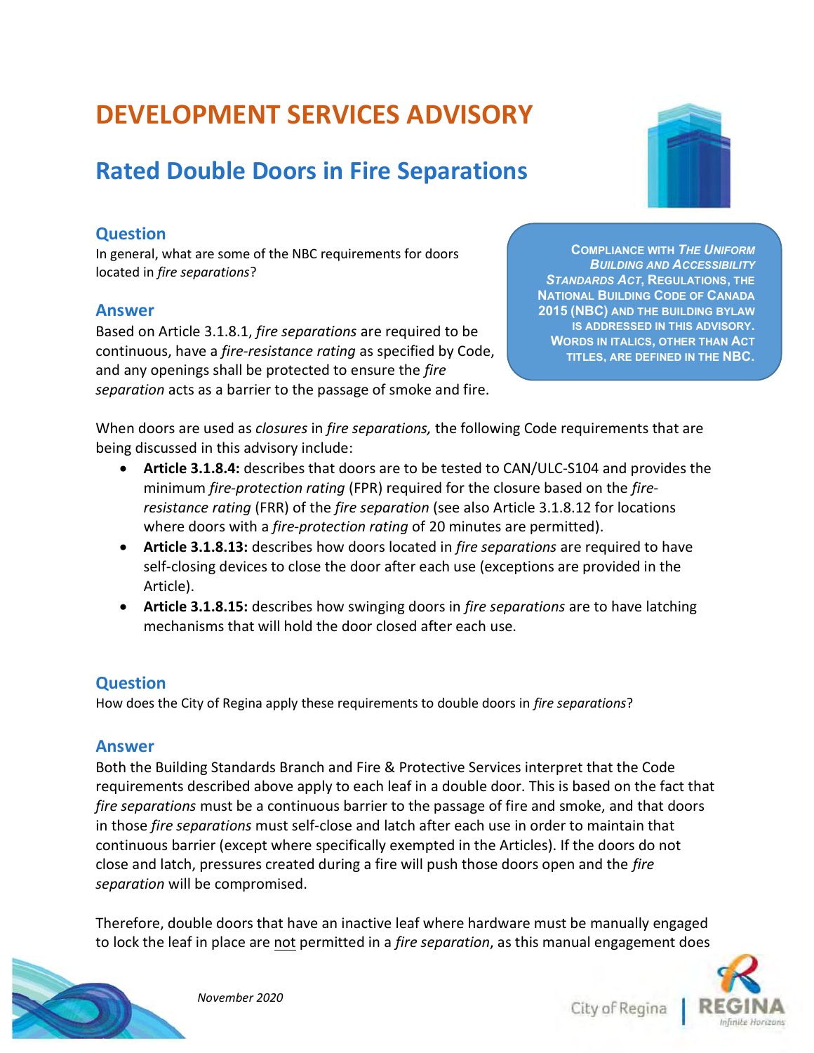# DEVELOPMENT SERVICES ADVISORY

## Rated Double Doors in Fire Separations

**COMPLIANCE WITH *THE UNIFORM BUILDING AND ACCESSIBILITY STANDARDS ACT*, REGULATIONS, THE NATIONAL BUILDING CODE OF CANADA 2015 (NBC) AND THE BUILDING BYLAW IS ADDRESSED IN THIS ADVISORY. WORDS IN ITALICS, OTHER THAN ACT TITLES, ARE DEFINED IN THE NBC.**

### Question

In general, what are some of the NBC requirements for doors located in *fire separations*?

### Answer

Based on Article 3.1.8.1, *fire separations* are required to be continuous, have a *fire-resistance rating* as specified by Code, and any openings shall be protected to ensure the *fire separation* acts as a barrier to the passage of smoke and fire.

When doors are used as *closures* in *fire separations,* the following Code requirements that are being discussed in this advisory include:

- **Article 3.1.8.4:** describes that doors are to be tested to CAN/ULC-S104 and provides the minimum *fire-protection rating* (FPR) required for the closure based on the *fire-resistance rating* (FRR) of the *fire separation* (see also Article 3.1.8.12 for locations where doors with a *fire-protection rating* of 20 minutes are permitted).
- **Article 3.1.8.13:** describes how doors located in *fire separations* are required to have self-closing devices to close the door after each use (exceptions are provided in the Article).
- **Article 3.1.8.15:** describes how swinging doors in *fire separations* are to have latching mechanisms that will hold the door closed after each use.

### Question

How does the City of Regina apply these requirements to double doors in *fire separations*?

### Answer

Both the Building Standards Branch and Fire & Protective Services interpret that the Code requirements described above apply to each leaf in a double door. This is based on the fact that *fire separations* must be a continuous barrier to the passage of fire and smoke, and that doors in those *fire separations* must self-close and latch after each use in order to maintain that continuous barrier (except where specifically exempted in the Articles). If the doors do not close and latch, pressures created during a fire will push those doors open and the *fire separation* will be compromised.

Therefore, double doors that have an inactive leaf where hardware must be manually engaged to lock the leaf in place are not permitted in a *fire separation*, as this manual engagement does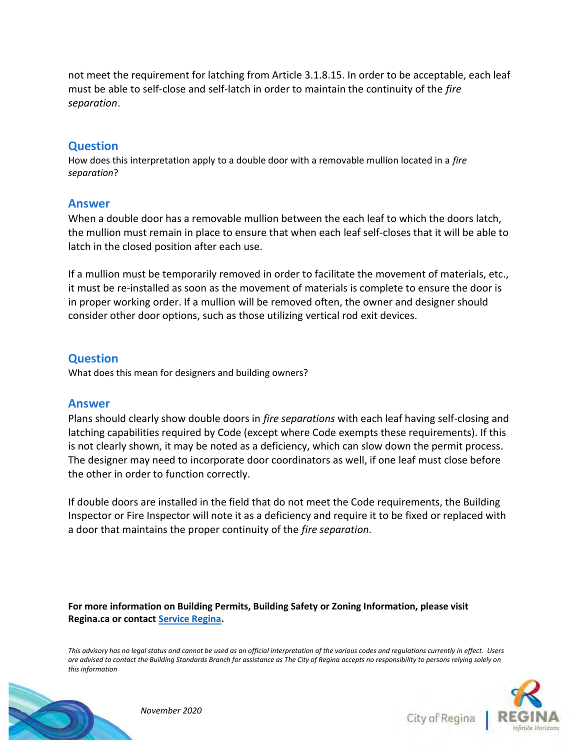not meet the requirement for latching from Article 3.1.8.15. In order to be acceptable, each leaf must be able to self-close and self-latch in order to maintain the continuity of the *fire separation*.

## Question

How does this interpretation apply to a double door with a removable mullion located in a *fire separation*?

## Answer

When a double door has a removable mullion between the each leaf to which the doors latch, the mullion must remain in place to ensure that when each leaf self-closes that it will be able to latch in the closed position after each use.

If a mullion must be temporarily removed in order to facilitate the movement of materials, etc., it must be re-installed as soon as the movement of materials is complete to ensure the door is in proper working order. If a mullion will be removed often, the owner and designer should consider other door options, such as those utilizing vertical rod exit devices.

## Question

What does this mean for designers and building owners?

## Answer

Plans should clearly show double doors in *fire separations* with each leaf having self-closing and latching capabilities required by Code (except where Code exempts these requirements). If this is not clearly shown, it may be noted as a deficiency, which can slow down the permit process. The designer may need to incorporate door coordinators as well, if one leaf must close before the other in order to function correctly.

If double doors are installed in the field that do not meet the Code requirements, the Building Inspector or Fire Inspector will note it as a deficiency and require it to be fixed or replaced with a door that maintains the proper continuity of the *fire separation*.

**For more information on Building Permits, Building Safety or Zoning Information, please visit Regina.ca or contact Service Regina.**

*This advisory has no legal status and cannot be used as an official interpretation of the various codes and regulations currently in effect. Users are advised to contact the Building Standards Branch for assistance as The City of Regina accepts no responsibility to persons relying solely on this information*

*November 2020*